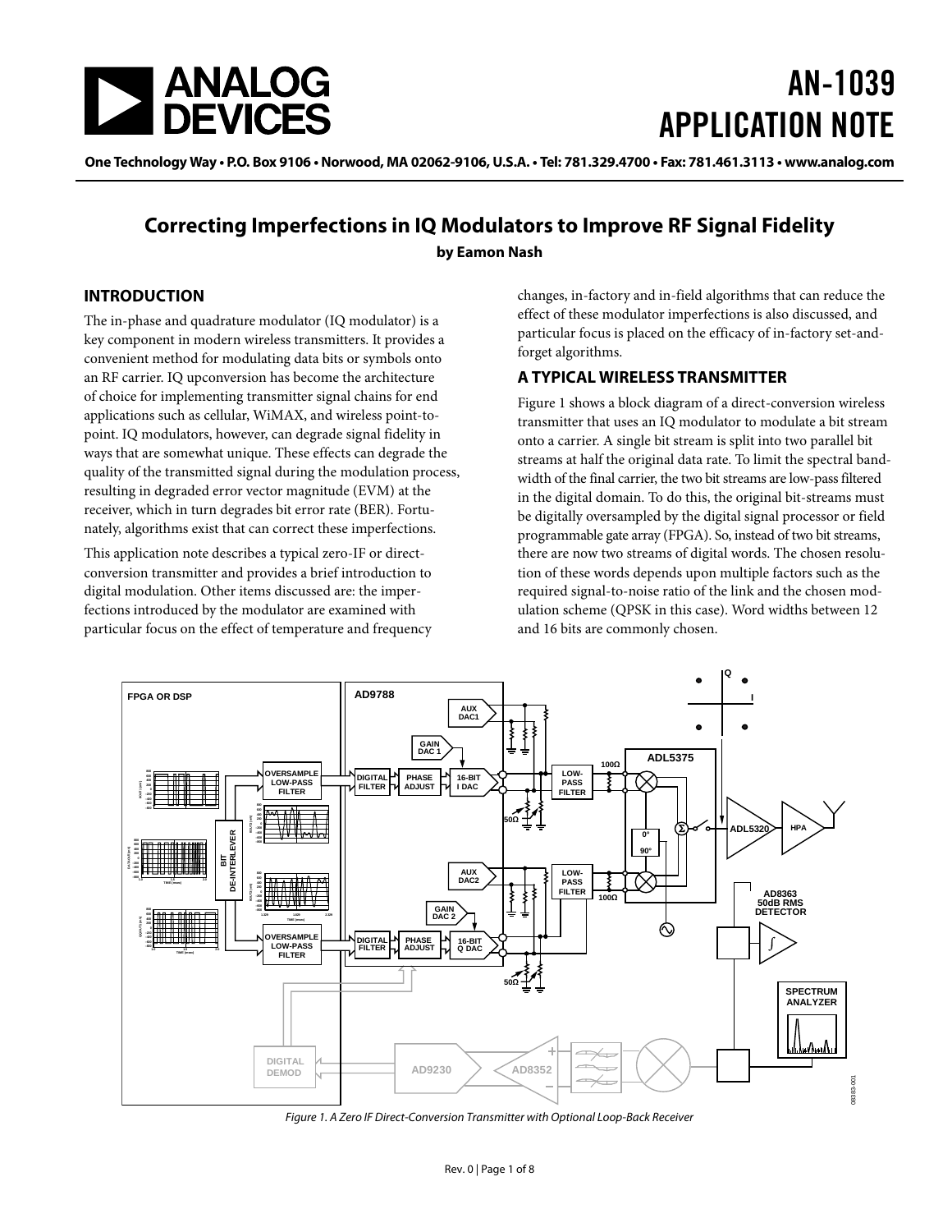# AN-1039 APPLICATION NOTE

## Correcting Imperfections in IQ Modulators to Improve RF Signal Fidelity

**by Eamon Nash**

## INTRODUCTION

The in-phase and quadrature modulator (IQ modulator) is a key component in modern wireless transmitters. It provides a convenient method for modulating data bits or symbols onto an RF carrier. IQ upconversion has become the architecture of choice for implementing transmitter signal chains for end applications such as cellular, WiMAX, and wireless point-to-point. IQ modulators, however, can degrade signal fidelity in ways that are somewhat unique. These effects can degrade the quality of the transmitted signal during the modulation process, resulting in degraded error vector magnitude (EVM) at the receiver, which in turn degrades bit error rate (BER). Fortunately, algorithms exist that can correct these imperfections.

This application note describes a typical zero-IF or direct-conversion transmitter and provides a brief introduction to digital modulation. Other items discussed are: the imperfections introduced by the modulator are examined with particular focus on the effect of temperature and frequency changes, in-factory and in-field algorithms that can reduce the effect of these modulator imperfections is also discussed, and particular focus is placed on the efficacy of in-factory set-and-forget algorithms.

## A TYPICAL WIRELESS TRANSMITTER

Figure 1 shows a block diagram of a direct-conversion wireless transmitter that uses an IQ modulator to modulate a bit stream onto a carrier. A single bit stream is split into two parallel bit streams at half the original data rate. To limit the spectral bandwidth of the final carrier, the two bit streams are low-pass filtered in the digital domain. To do this, the original bit-streams must be digitally oversampled by the digital signal processor or field programmable gate array (FPGA). So, instead of two bit streams, there are now two streams of digital words. The chosen resolution of these words depends upon multiple factors such as the required signal-to-noise ratio of the link and the chosen modulation scheme (QPSK in this case). Word widths between 12 and 16 bits are commonly chosen.

*Figure 1. A Zero IF Direct-Conversion Transmitter with Optional Loop-Back Receiver*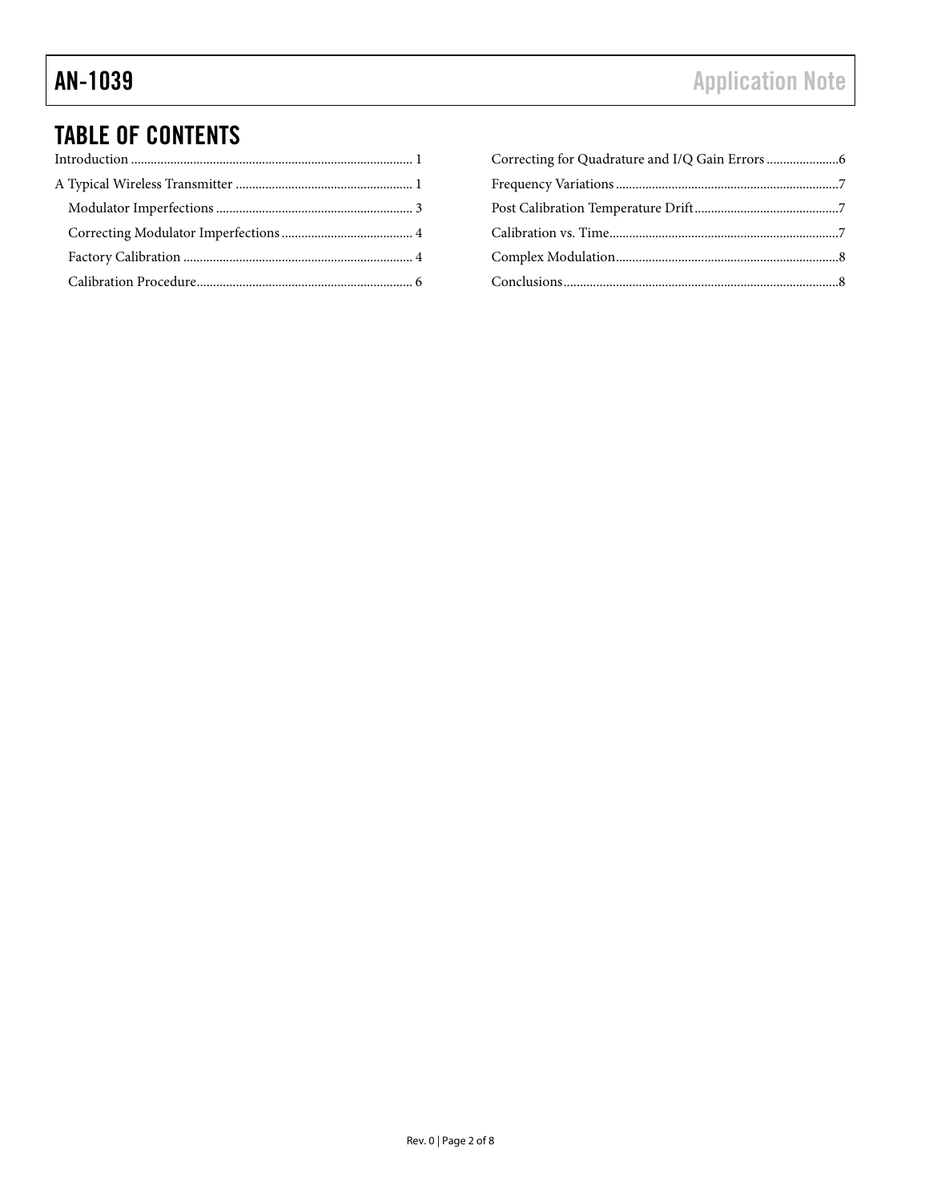## TABLE OF CONTENTS

Introduction ...................................................................................... 1

A Typical Wireless Transmitter ...................................................... 1

  Modulator Imperfections ............................................................ 3

  Correcting Modulator Imperfections ........................................ 4

  Factory Calibration ..................................................................... 4

  Calibration Procedure ................................................................. 6

Correcting for Quadrature and I/Q Gain Errors ......................6

Frequency Variations ....................................................................7

Post Calibration Temperature Drift ............................................7

Calibration vs. Time......................................................................7

Complex Modulation....................................................................8

Conclusions ....................................................................................8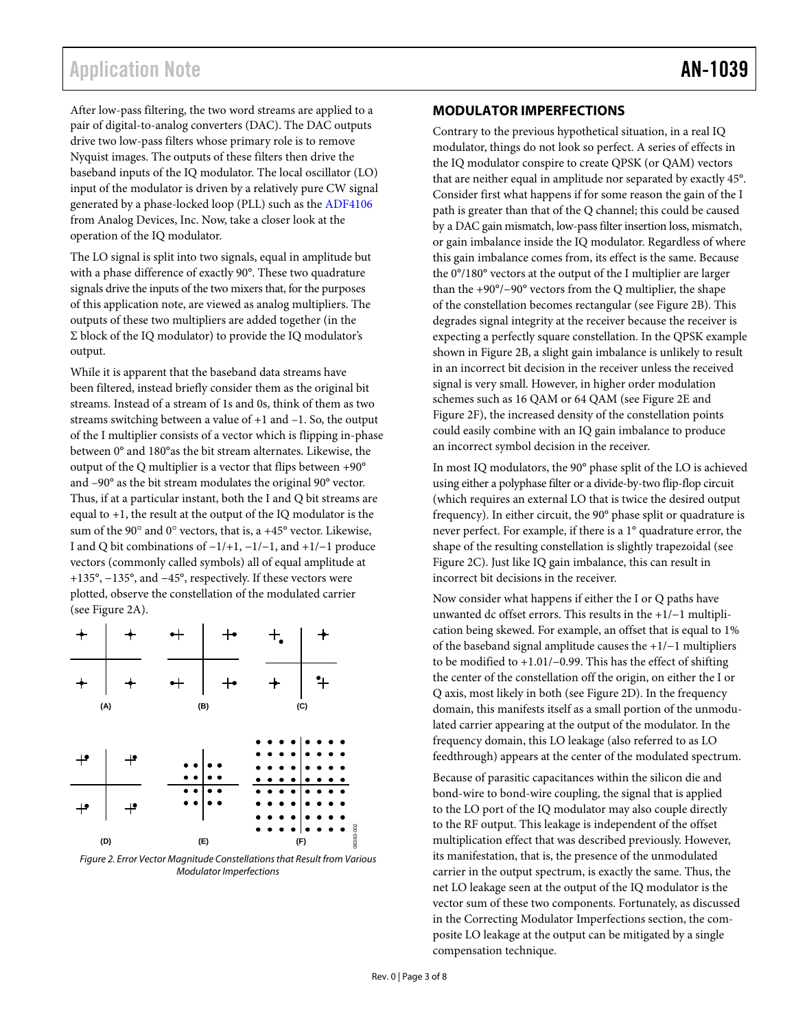After low-pass filtering, the two word streams are applied to a pair of digital-to-analog converters (DAC). The DAC outputs drive two low-pass filters whose primary role is to remove Nyquist images. The outputs of these filters then drive the baseband inputs of the IQ modulator. The local oscillator (LO) input of the modulator is driven by a relatively pure CW signal generated by a phase-locked loop (PLL) such as the ADF4106 from Analog Devices, Inc. Now, take a closer look at the operation of the IQ modulator.

The LO signal is split into two signals, equal in amplitude but with a phase difference of exactly 90°. These two quadrature signals drive the inputs of the two mixers that, for the purposes of this application note, are viewed as analog multipliers. The outputs of these two multipliers are added together (in the Σ block of the IQ modulator) to provide the IQ modulator's output.

While it is apparent that the baseband data streams have been filtered, instead briefly consider them as the original bit streams. Instead of a stream of 1s and 0s, think of them as two streams switching between a value of +1 and −1. So, the output of the I multiplier consists of a vector which is flipping in-phase between 0° and 180°as the bit stream alternates. Likewise, the output of the Q multiplier is a vector that flips between +90° and −90° as the bit stream modulates the original 90° vector. Thus, if at a particular instant, both the I and Q bit streams are equal to +1, the result at the output of the IQ modulator is the sum of the 90° and 0° vectors, that is, a +45° vector. Likewise, I and Q bit combinations of −1/+1, −1/−1, and +1/−1 produce vectors (commonly called symbols) all of equal amplitude at +135°, −135°, and −45°, respectively. If these vectors were plotted, observe the constellation of the modulated carrier (see Figure 2A).

*Figure 2. Error Vector Magnitude Constellations that Result from Various Modulator Imperfections*

## MODULATOR IMPERFECTIONS

Contrary to the previous hypothetical situation, in a real IQ modulator, things do not look so perfect. A series of effects in the IQ modulator conspire to create QPSK (or QAM) vectors that are neither equal in amplitude nor separated by exactly 45°. Consider first what happens if for some reason the gain of the I path is greater than that of the Q channel; this could be caused by a DAC gain mismatch, low-pass filter insertion loss, mismatch, or gain imbalance inside the IQ modulator. Regardless of where this gain imbalance comes from, its effect is the same. Because the 0°/180° vectors at the output of the I multiplier are larger than the +90°/−90° vectors from the Q multiplier, the shape of the constellation becomes rectangular (see Figure 2B). This degrades signal integrity at the receiver because the receiver is expecting a perfectly square constellation. In the QPSK example shown in Figure 2B, a slight gain imbalance is unlikely to result in an incorrect bit decision in the receiver unless the received signal is very small. However, in higher order modulation schemes such as 16 QAM or 64 QAM (see Figure 2E and Figure 2F), the increased density of the constellation points could easily combine with an IQ gain imbalance to produce an incorrect symbol decision in the receiver.

In most IQ modulators, the 90° phase split of the LO is achieved using either a polyphase filter or a divide-by-two flip-flop circuit (which requires an external LO that is twice the desired output frequency). In either circuit, the 90° phase split or quadrature is never perfect. For example, if there is a 1° quadrature error, the shape of the resulting constellation is slightly trapezoidal (see Figure 2C). Just like IQ gain imbalance, this can result in incorrect bit decisions in the receiver.

Now consider what happens if either the I or Q paths have unwanted dc offset errors. This results in the +1/−1 multiplication being skewed. For example, an offset that is equal to 1% of the baseband signal amplitude causes the +1/−1 multipliers to be modified to +1.01/−0.99. This has the effect of shifting the center of the constellation off the origin, on either the I or Q axis, most likely in both (see Figure 2D). In the frequency domain, this manifests itself as a small portion of the unmodulated carrier appearing at the output of the modulator. In the frequency domain, this LO leakage (also referred to as LO feedthrough) appears at the center of the modulated spectrum.

Because of parasitic capacitances within the silicon die and bond-wire to bond-wire coupling, the signal that is applied to the LO port of the IQ modulator may also couple directly to the RF output. This leakage is independent of the offset multiplication effect that was described previously. However, its manifestation, that is, the presence of the unmodulated carrier in the output spectrum, is exactly the same. Thus, the net LO leakage seen at the output of the IQ modulator is the vector sum of these two components. Fortunately, as discussed in the Correcting Modulator Imperfections section, the composite LO leakage at the output can be mitigated by a single compensation technique.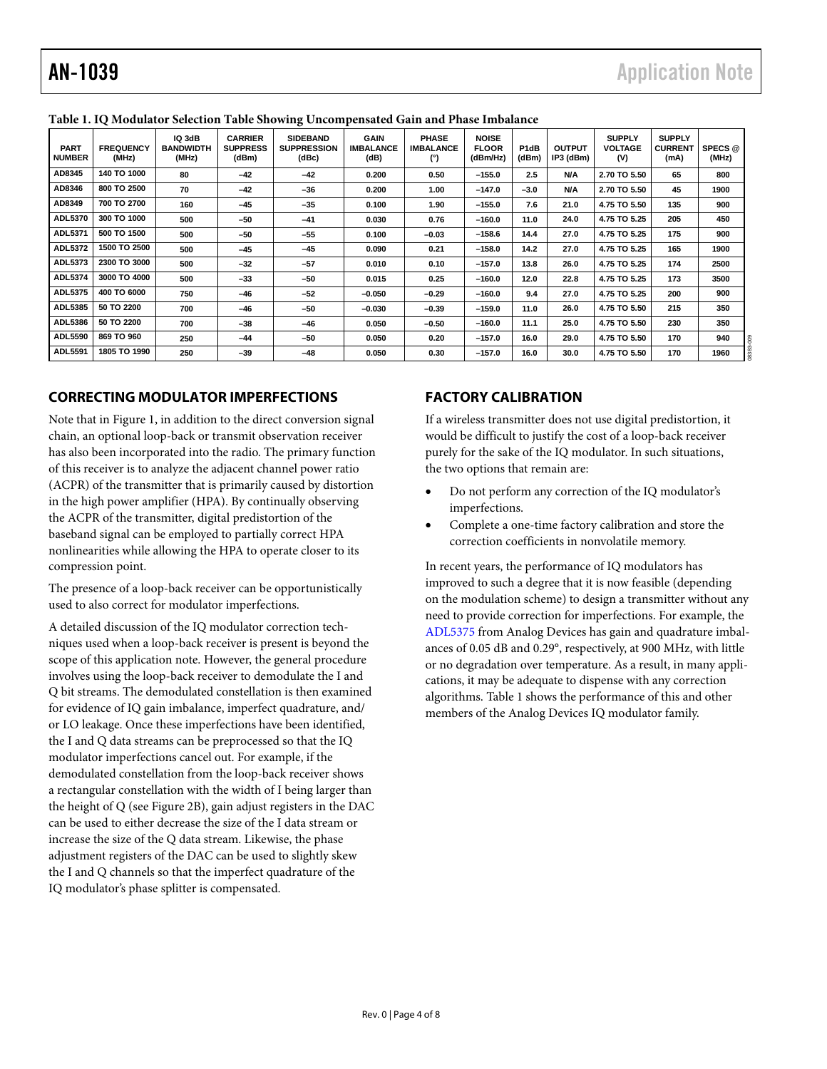**Table 1. IQ Modulator Selection Table Showing Uncompensated Gain and Phase Imbalance**

| PART NUMBER | FREQUENCY (MHz) | IQ 3dB BANDWIDTH (MHz) | CARRIER SUPPRESS (dBm) | SIDEBAND SUPPRESSION (dBc) | GAIN IMBALANCE (dB) | PHASE IMBALANCE (°) | NOISE FLOOR (dBm/Hz) | P1dB (dBm) | OUTPUT IP3 (dBm) | SUPPLY VOLTAGE (V) | SUPPLY CURRENT (mA) | SPECS @ (MHz) |
|---|---|---|---|---|---|---|---|---|---|---|---|---|
| AD8345 | 140 TO 1000 | 80 | −42 | −42 | 0.200 | 0.50 | −155.0 | 2.5 | N/A | 2.70 TO 5.50 | 65 | 800 |
| AD8346 | 800 TO 2500 | 70 | −42 | −36 | 0.200 | 1.00 | −147.0 | −3.0 | N/A | 2.70 TO 5.50 | 45 | 1900 |
| AD8349 | 700 TO 2700 | 160 | −45 | −35 | 0.100 | 1.90 | −155.0 | 7.6 | 21.0 | 4.75 TO 5.50 | 135 | 900 |
| ADL5370 | 300 TO 1000 | 500 | −50 | −41 | 0.030 | 0.76 | −160.0 | 11.0 | 24.0 | 4.75 TO 5.25 | 205 | 450 |
| ADL5371 | 500 TO 1500 | 500 | −50 | −55 | 0.100 | −0.03 | −158.6 | 14.4 | 27.0 | 4.75 TO 5.25 | 175 | 900 |
| ADL5372 | 1500 TO 2500 | 500 | −45 | −45 | 0.090 | 0.21 | −158.0 | 14.2 | 27.0 | 4.75 TO 5.25 | 165 | 1900 |
| ADL5373 | 2300 TO 3000 | 500 | −32 | −57 | 0.010 | 0.10 | −157.0 | 13.8 | 26.0 | 4.75 TO 5.25 | 174 | 2500 |
| ADL5374 | 3000 TO 4000 | 500 | −33 | −50 | 0.015 | 0.25 | −160.0 | 12.0 | 22.8 | 4.75 TO 5.25 | 173 | 3500 |
| ADL5375 | 400 TO 6000 | 750 | −46 | −52 | −0.050 | −0.29 | −160.0 | 9.4 | 27.0 | 4.75 TO 5.25 | 200 | 900 |
| ADL5385 | 50 TO 2200 | 700 | −46 | −50 | −0.030 | −0.39 | −159.0 | 11.0 | 26.0 | 4.75 TO 5.50 | 215 | 350 |
| ADL5386 | 50 TO 2200 | 700 | −38 | −46 | 0.050 | −0.50 | −160.0 | 11.1 | 25.0 | 4.75 TO 5.50 | 230 | 350 |
| ADL5590 | 869 TO 960 | 250 | −44 | −50 | 0.050 | 0.20 | −157.0 | 16.0 | 29.0 | 4.75 TO 5.50 | 170 | 940 |
| ADL5591 | 1805 TO 1990 | 250 | −39 | −48 | 0.050 | 0.30 | −157.0 | 16.0 | 30.0 | 4.75 TO 5.50 | 170 | 1960 |

## CORRECTING MODULATOR IMPERFECTIONS

Note that in Figure 1, in addition to the direct conversion signal chain, an optional loop-back or transmit observation receiver has also been incorporated into the radio. The primary function of this receiver is to analyze the adjacent channel power ratio (ACPR) of the transmitter that is primarily caused by distortion in the high power amplifier (HPA). By continually observing the ACPR of the transmitter, digital predistortion of the baseband signal can be employed to partially correct HPA nonlinearities while allowing the HPA to operate closer to its compression point.

The presence of a loop-back receiver can be opportunistically used to also correct for modulator imperfections.

A detailed discussion of the IQ modulator correction techniques used when a loop-back receiver is present is beyond the scope of this application note. However, the general procedure involves using the loop-back receiver to demodulate the I and Q bit streams. The demodulated constellation is then examined for evidence of IQ gain imbalance, imperfect quadrature, and/or LO leakage. Once these imperfections have been identified, the I and Q data streams can be preprocessed so that the IQ modulator imperfections cancel out. For example, if the demodulated constellation from the loop-back receiver shows a rectangular constellation with the width of I being larger than the height of Q (see Figure 2B), gain adjust registers in the DAC can be used to either decrease the size of the I data stream or increase the size of the Q data stream. Likewise, the phase adjustment registers of the DAC can be used to slightly skew the I and Q channels so that the imperfect quadrature of the IQ modulator's phase splitter is compensated.

## FACTORY CALIBRATION

If a wireless transmitter does not use digital predistortion, it would be difficult to justify the cost of a loop-back receiver purely for the sake of the IQ modulator. In such situations, the two options that remain are:

- Do not perform any correction of the IQ modulator's imperfections.
- Complete a one-time factory calibration and store the correction coefficients in nonvolatile memory.

In recent years, the performance of IQ modulators has improved to such a degree that it is now feasible (depending on the modulation scheme) to design a transmitter without any need to provide correction for imperfections. For example, the ADL5375 from Analog Devices has gain and quadrature imbalances of 0.05 dB and 0.29°, respectively, at 900 MHz, with little or no degradation over temperature. As a result, in many applications, it may be adequate to dispense with any correction algorithms. Table 1 shows the performance of this and other members of the Analog Devices IQ modulator family.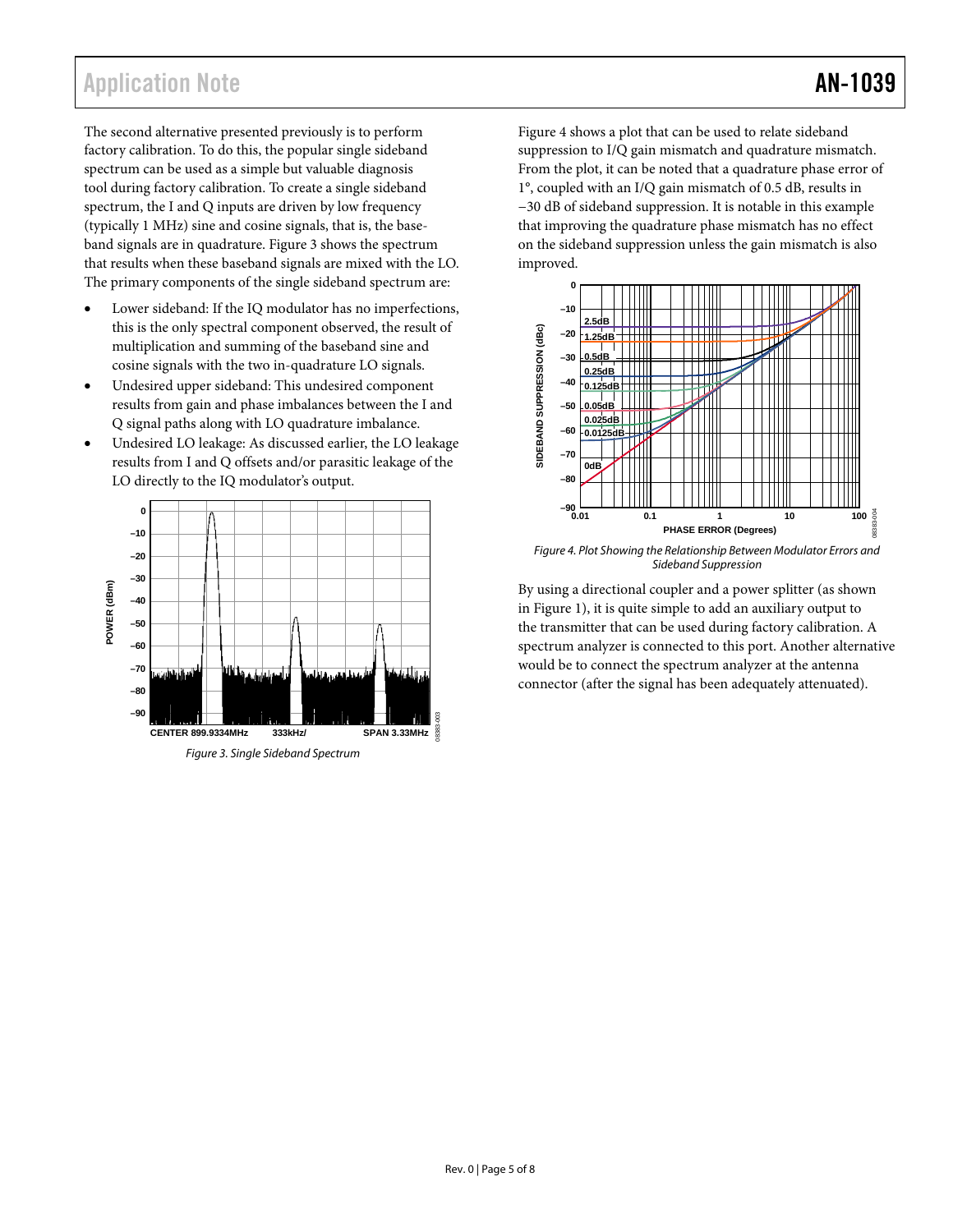The second alternative presented previously is to perform factory calibration. To do this, the popular single sideband spectrum can be used as a simple but valuable diagnosis tool during factory calibration. To create a single sideband spectrum, the I and Q inputs are driven by low frequency (typically 1 MHz) sine and cosine signals, that is, the baseband signals are in quadrature. Figure 3 shows the spectrum that results when these baseband signals are mixed with the LO. The primary components of the single sideband spectrum are:

- Lower sideband: If the IQ modulator has no imperfections, this is the only spectral component observed, the result of multiplication and summing of the baseband sine and cosine signals with the two in-quadrature LO signals.
- Undesired upper sideband: This undesired component results from gain and phase imbalances between the I and Q signal paths along with LO quadrature imbalance.
- Undesired LO leakage: As discussed earlier, the LO leakage results from I and Q offsets and/or parasitic leakage of the LO directly to the IQ modulator's output.

*Figure 3. Single Sideband Spectrum*

Figure 4 shows a plot that can be used to relate sideband suppression to I/Q gain mismatch and quadrature mismatch. From the plot, it can be noted that a quadrature phase error of 1°, coupled with an I/Q gain mismatch of 0.5 dB, results in −30 dB of sideband suppression. It is notable in this example that improving the quadrature phase mismatch has no effect on the sideband suppression unless the gain mismatch is also improved.

*Figure 4. Plot Showing the Relationship Between Modulator Errors and Sideband Suppression*

By using a directional coupler and a power splitter (as shown in Figure 1), it is quite simple to add an auxiliary output to the transmitter that can be used during factory calibration. A spectrum analyzer is connected to this port. Another alternative would be to connect the spectrum analyzer at the antenna connector (after the signal has been adequately attenuated).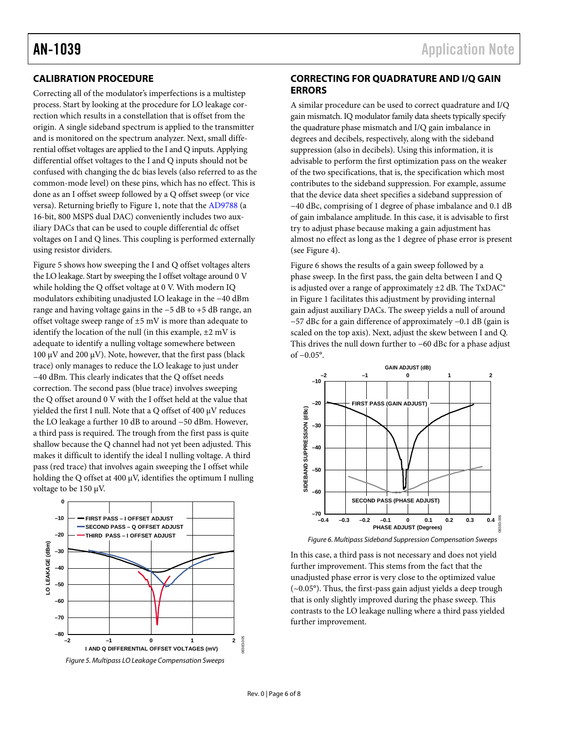## CALIBRATION PROCEDURE

Correcting all of the modulator's imperfections is a multistep process. Start by looking at the procedure for LO leakage correction which results in a constellation that is offset from the origin. A single sideband spectrum is applied to the transmitter and is monitored on the spectrum analyzer. Next, small differential offset voltages are applied to the I and Q inputs. Applying differential offset voltages to the I and Q inputs should not be confused with changing the dc bias levels (also referred to as the common-mode level) on these pins, which has no effect. This is done as an I offset sweep followed by a Q offset sweep (or vice versa). Returning briefly to Figure 1, note that the AD9788 (a 16-bit, 800 MSPS dual DAC) conveniently includes two auxiliary DACs that can be used to couple differential dc offset voltages on I and Q lines. This coupling is performed externally using resistor dividers.

Figure 5 shows how sweeping the I and Q offset voltages alters the LO leakage. Start by sweeping the I offset voltage around 0 V while holding the Q offset voltage at 0 V. With modern IQ modulators exhibiting unadjusted LO leakage in the −40 dBm range and having voltage gains in the −5 dB to +5 dB range, an offset voltage sweep range of ±5 mV is more than adequate to identify the location of the null (in this example, ±2 mV is adequate to identify a nulling voltage somewhere between 100 μV and 200 μV). Note, however, that the first pass (black trace) only manages to reduce the LO leakage to just under −40 dBm. This clearly indicates that the Q offset needs correction. The second pass (blue trace) involves sweeping the Q offset around 0 V with the I offset held at the value that yielded the first I null. Note that a Q offset of 400 μV reduces the LO leakage a further 10 dB to around −50 dBm. However, a third pass is required. The trough from the first pass is quite shallow because the Q channel had not yet been adjusted. This makes it difficult to identify the ideal I nulling voltage. A third pass (red trace) that involves again sweeping the I offset while holding the Q offset at 400 μV, identifies the optimum I nulling voltage to be 150 μV.

*Figure 5. Multipass LO Leakage Compensation Sweeps*

## CORRECTING FOR QUADRATURE AND I/Q GAIN ERRORS

A similar procedure can be used to correct quadrature and I/Q gain mismatch. IQ modulator family data sheets typically specify the quadrature phase mismatch and I/Q gain imbalance in degrees and decibels, respectively, along with the sideband suppression (also in decibels). Using this information, it is advisable to perform the first optimization pass on the weaker of the two specifications, that is, the specification which most contributes to the sideband suppression. For example, assume that the device data sheet specifies a sideband suppression of −40 dBc, comprising of 1 degree of phase imbalance and 0.1 dB of gain imbalance amplitude. In this case, it is advisable to first try to adjust phase because making a gain adjustment has almost no effect as long as the 1 degree of phase error is present (see Figure 4).

Figure 6 shows the results of a gain sweep followed by a phase sweep. In the first pass, the gain delta between I and Q is adjusted over a range of approximately ±2 dB. The TxDAC® in Figure 1 facilitates this adjustment by providing internal gain adjust auxiliary DACs. The sweep yields a null of around −57 dBc for a gain difference of approximately −0.1 dB (gain is scaled on the top axis). Next, adjust the skew between I and Q. This drives the null down further to −60 dBc for a phase adjust of −0.05°.

*Figure 6. Multipass Sideband Suppression Compensation Sweeps*

In this case, a third pass is not necessary and does not yield further improvement. This stems from the fact that the unadjusted phase error is very close to the optimized value (~0.05°). Thus, the first-pass gain adjust yields a deep trough that is only slightly improved during the phase sweep. This contrasts to the LO leakage nulling where a third pass yielded further improvement.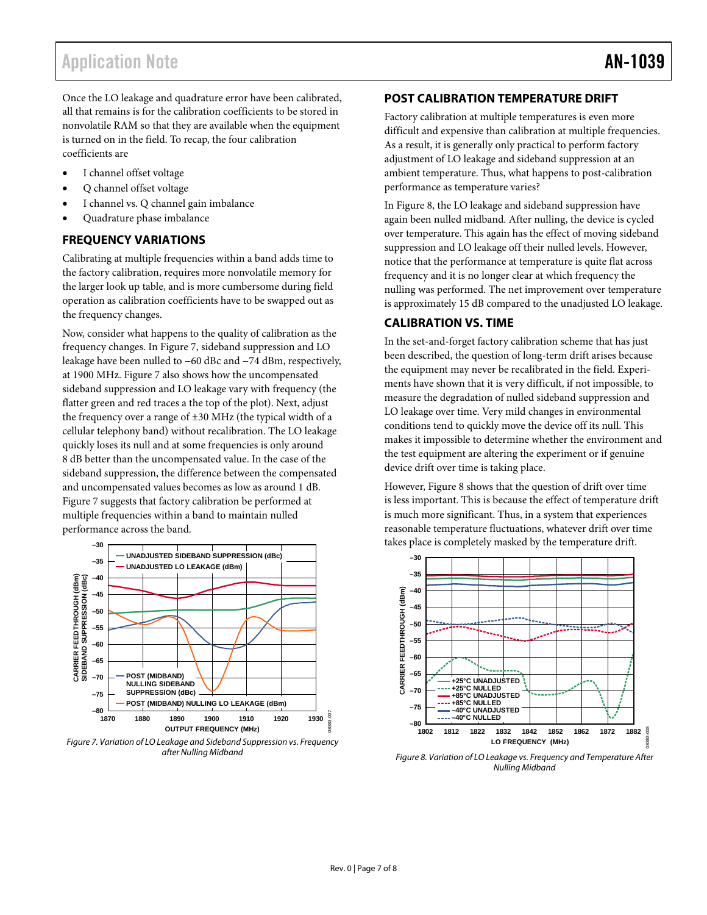Once the LO leakage and quadrature error have been calibrated, all that remains is for the calibration coefficients to be stored in nonvolatile RAM so that they are available when the equipment is turned on in the field. To recap, the four calibration coefficients are

- I channel offset voltage
- Q channel offset voltage
- I channel vs. Q channel gain imbalance
- Quadrature phase imbalance

## FREQUENCY VARIATIONS

Calibrating at multiple frequencies within a band adds time to the factory calibration, requires more nonvolatile memory for the larger look up table, and is more cumbersome during field operation as calibration coefficients have to be swapped out as the frequency changes.

Now, consider what happens to the quality of calibration as the frequency changes. In Figure 7, sideband suppression and LO leakage have been nulled to −60 dBc and −74 dBm, respectively, at 1900 MHz. Figure 7 also shows how the uncompensated sideband suppression and LO leakage vary with frequency (the flatter green and red traces a the top of the plot). Next, adjust the frequency over a range of ±30 MHz (the typical width of a cellular telephony band) without recalibration. The LO leakage quickly loses its null and at some frequencies is only around 8 dB better than the uncompensated value. In the case of the sideband suppression, the difference between the compensated and uncompensated values becomes as low as around 1 dB. Figure 7 suggests that factory calibration be performed at multiple frequencies within a band to maintain nulled performance across the band.

*Figure 7. Variation of LO Leakage and Sideband Suppression vs. Frequency after Nulling Midband*

## POST CALIBRATION TEMPERATURE DRIFT

Factory calibration at multiple temperatures is even more difficult and expensive than calibration at multiple frequencies. As a result, it is generally only practical to perform factory adjustment of LO leakage and sideband suppression at an ambient temperature. Thus, what happens to post-calibration performance as temperature varies?

In Figure 8, the LO leakage and sideband suppression have again been nulled midband. After nulling, the device is cycled over temperature. This again has the effect of moving sideband suppression and LO leakage off their nulled levels. However, notice that the performance at temperature is quite flat across frequency and it is no longer clear at which frequency the nulling was performed. The net improvement over temperature is approximately 15 dB compared to the unadjusted LO leakage.

## CALIBRATION VS. TIME

In the set-and-forget factory calibration scheme that has just been described, the question of long-term drift arises because the equipment may never be recalibrated in the field. Experiments have shown that it is very difficult, if not impossible, to measure the degradation of nulled sideband suppression and LO leakage over time. Very mild changes in environmental conditions tend to quickly move the device off its null. This makes it impossible to determine whether the environment and the test equipment are altering the experiment or if genuine device drift over time is taking place.

However, Figure 8 shows that the question of drift over time is less important. This is because the effect of temperature drift is much more significant. Thus, in a system that experiences reasonable temperature fluctuations, whatever drift over time takes place is completely masked by the temperature drift.

*Figure 8. Variation of LO Leakage vs. Frequency and Temperature After Nulling Midband*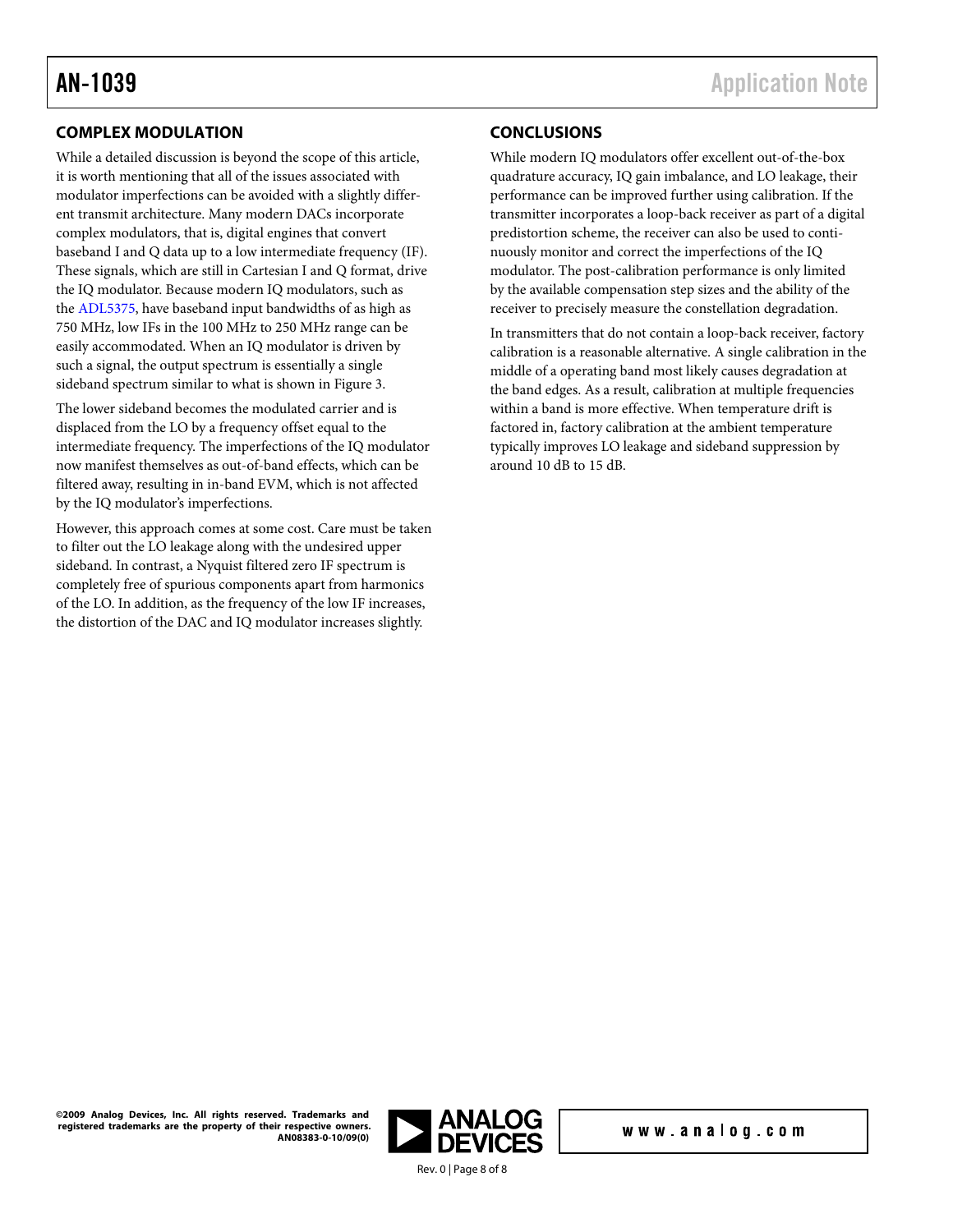## COMPLEX MODULATION

While a detailed discussion is beyond the scope of this article, it is worth mentioning that all of the issues associated with modulator imperfections can be avoided with a slightly different transmit architecture. Many modern DACs incorporate complex modulators, that is, digital engines that convert baseband I and Q data up to a low intermediate frequency (IF). These signals, which are still in Cartesian I and Q format, drive the IQ modulator. Because modern IQ modulators, such as the ADL5375, have baseband input bandwidths of as high as 750 MHz, low IFs in the 100 MHz to 250 MHz range can be easily accommodated. When an IQ modulator is driven by such a signal, the output spectrum is essentially a single sideband spectrum similar to what is shown in Figure 3.

The lower sideband becomes the modulated carrier and is displaced from the LO by a frequency offset equal to the intermediate frequency. The imperfections of the IQ modulator now manifest themselves as out-of-band effects, which can be filtered away, resulting in in-band EVM, which is not affected by the IQ modulator's imperfections.

However, this approach comes at some cost. Care must be taken to filter out the LO leakage along with the undesired upper sideband. In contrast, a Nyquist filtered zero IF spectrum is completely free of spurious components apart from harmonics of the LO. In addition, as the frequency of the low IF increases, the distortion of the DAC and IQ modulator increases slightly.

## CONCLUSIONS

While modern IQ modulators offer excellent out-of-the-box quadrature accuracy, IQ gain imbalance, and LO leakage, their performance can be improved further using calibration. If the transmitter incorporates a loop-back receiver as part of a digital predistortion scheme, the receiver can also be used to continuously monitor and correct the imperfections of the IQ modulator. The post-calibration performance is only limited by the available compensation step sizes and the ability of the receiver to precisely measure the constellation degradation.

In transmitters that do not contain a loop-back receiver, factory calibration is a reasonable alternative. A single calibration in the middle of a operating band most likely causes degradation at the band edges. As a result, calibration at multiple frequencies within a band is more effective. When temperature drift is factored in, factory calibration at the ambient temperature typically improves LO leakage and sideband suppression by around 10 dB to 15 dB.

©2009 Analog Devices, Inc. All rights reserved. Trademarks and registered trademarks are the property of their respective owners.
AN08383-0-10/09(0)